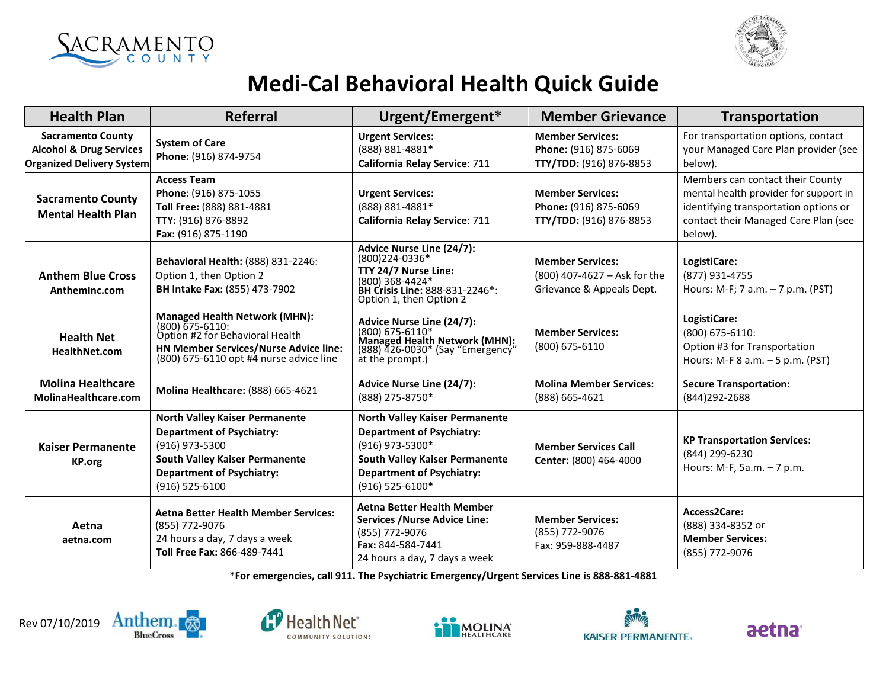# Medi-Cal Behavioral Health Quick Guide

| Health Plan | Referral | Urgent/Emergent* | Member Grievance | Transportation |
|---|---|---|---|---|
| **Sacramento County Alcohol & Drug Services Organized Delivery System** | **System of Care** **Phone:** (916) 874-9754 | **Urgent Services:** (888) 881-4881* **California Relay Service**: 711 | **Member Services:** **Phone:** (916) 875-6069 **TTY/TDD:** (916) 876-8853 | For transportation options, contact your Managed Care Plan provider (see below). |
| **Sacramento County Mental Health Plan** | **Access Team** **Phone**: (916) 875-1055 **Toll Free:** (888) 881-4881 **TTY:** (916) 876-8892 **Fax:** (916) 875-1190 | **Urgent Services:** (888) 881-4881* **California Relay Service**: 711 | **Member Services:** **Phone:** (916) 875-6069 **TTY/TDD:** (916) 876-8853 | Members can contact their County mental health provider for support in identifying transportation options or contact their Managed Care Plan (see below). |
| **Anthem Blue Cross** **AnthemInc.com** | **Behavioral Health:** (888) 831-2246: Option 1, then Option 2 **BH Intake Fax:** (855) 473-7902 | **Advice Nurse Line (24/7):** (800)224-0336* **TTY 24/7 Nurse Line:** (800) 368-4424* **BH Crisis Line:** 888-831-2246*: Option 1, then Option 2 | **Member Services:** (800) 407-4627 – Ask for the Grievance & Appeals Dept. | **LogistiCare:** (877) 931-4755 Hours: M-F; 7 a.m. – 7 p.m. (PST) |
| **Health Net** **HealthNet.com** | **Managed Health Network (MHN):** (800) 675-6110: Option #2 for Behavioral Health **HN Member Services/Nurse Advice line:** (800) 675-6110 opt #4 nurse advice line | **Advice Nurse Line (24/7):** (800) 675-6110* **Managed Health Network (MHN):** (888) 426-0030* (Say "Emergency" at the prompt.) | **Member Services:** (800) 675-6110 | **LogistiCare:** (800) 675-6110: Option #3 for Transportation Hours: M-F 8 a.m. – 5 p.m. (PST) |
| **Molina Healthcare** **MolinaHealthcare.com** | **Molina Healthcare:** (888) 665-4621 | **Advice Nurse Line (24/7):** (888) 275-8750* | **Molina Member Services:** (888) 665-4621 | **Secure Transportation:** (844)292-2688 |
| **Kaiser Permanente** **KP.org** | **North Valley Kaiser Permanente Department of Psychiatry:** (916) 973-5300 **South Valley Kaiser Permanente Department of Psychiatry:** (916) 525-6100 | **North Valley Kaiser Permanente Department of Psychiatry:** (916) 973-5300* **South Valley Kaiser Permanente Department of Psychiatry:** (916) 525-6100* | **Member Services Call Center:** (800) 464-4000 | **KP Transportation Services:** (844) 299-6230 Hours: M-F, 5a.m. – 7 p.m. |
| **Aetna** **aetna.com** | **Aetna Better Health Member Services:** (855) 772-9076 24 hours a day, 7 days a week **Toll Free Fax:** 866-489-7441 | **Aetna Better Health Member Services /Nurse Advice Line:** (855) 772-9076 **Fax:** 844-584-7441 24 hours a day, 7 days a week | **Member Services:** (855) 772-9076 Fax: 959-888-4487 | **Access2Care:** (888) 334-8352 or **Member Services:** (855) 772-9076 |

**\*For emergencies, call 911. The Psychiatric Emergency/Urgent Services Line is 888-881-4881**

Rev 07/10/2019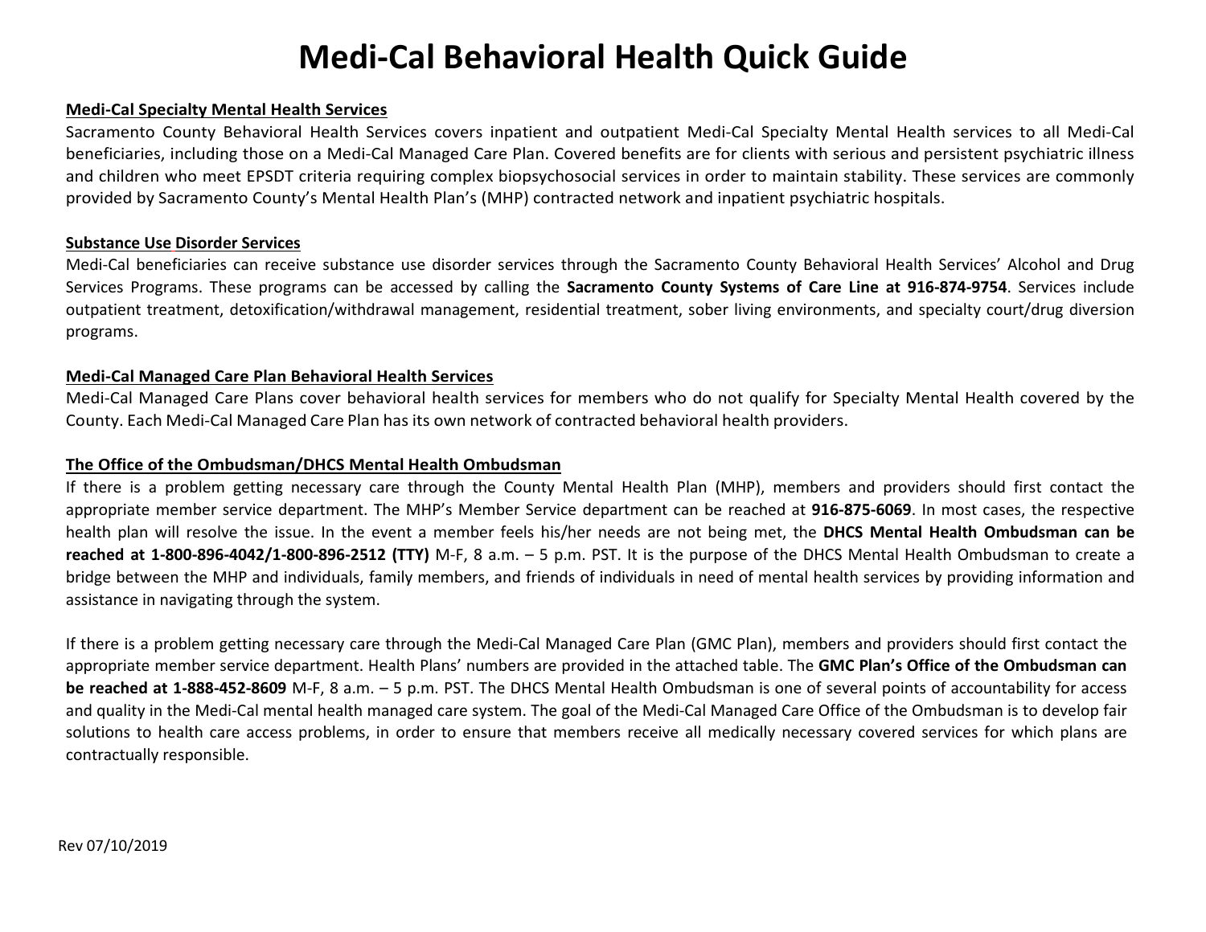# Medi-Cal Behavioral Health Quick Guide

**Medi-Cal Specialty Mental Health Services**

Sacramento County Behavioral Health Services covers inpatient and outpatient Medi-Cal Specialty Mental Health services to all Medi-Cal beneficiaries, including those on a Medi-Cal Managed Care Plan. Covered benefits are for clients with serious and persistent psychiatric illness and children who meet EPSDT criteria requiring complex biopsychosocial services in order to maintain stability. These services are commonly provided by Sacramento County's Mental Health Plan's (MHP) contracted network and inpatient psychiatric hospitals.

**Substance Use Disorder Services**

Medi-Cal beneficiaries can receive substance use disorder services through the Sacramento County Behavioral Health Services' Alcohol and Drug Services Programs. These programs can be accessed by calling the **Sacramento County Systems of Care Line at 916-874-9754**. Services include outpatient treatment, detoxification/withdrawal management, residential treatment, sober living environments, and specialty court/drug diversion programs.

**Medi-Cal Managed Care Plan Behavioral Health Services**

Medi-Cal Managed Care Plans cover behavioral health services for members who do not qualify for Specialty Mental Health covered by the County. Each Medi-Cal Managed Care Plan has its own network of contracted behavioral health providers.

**The Office of the Ombudsman/DHCS Mental Health Ombudsman**

If there is a problem getting necessary care through the County Mental Health Plan (MHP), members and providers should first contact the appropriate member service department. The MHP's Member Service department can be reached at **916-875-6069**. In most cases, the respective health plan will resolve the issue. In the event a member feels his/her needs are not being met, the **DHCS Mental Health Ombudsman can be reached at 1-800-896-4042/1-800-896-2512 (TTY)** M-F, 8 a.m. – 5 p.m. PST. It is the purpose of the DHCS Mental Health Ombudsman to create a bridge between the MHP and individuals, family members, and friends of individuals in need of mental health services by providing information and assistance in navigating through the system.

If there is a problem getting necessary care through the Medi-Cal Managed Care Plan (GMC Plan), members and providers should first contact the appropriate member service department. Health Plans' numbers are provided in the attached table. The **GMC Plan's Office of the Ombudsman can be reached at 1-888-452-8609** M-F, 8 a.m. – 5 p.m. PST. The DHCS Mental Health Ombudsman is one of several points of accountability for access and quality in the Medi-Cal mental health managed care system. The goal of the Medi-Cal Managed Care Office of the Ombudsman is to develop fair solutions to health care access problems, in order to ensure that members receive all medically necessary covered services for which plans are contractually responsible.

Rev 07/10/2019